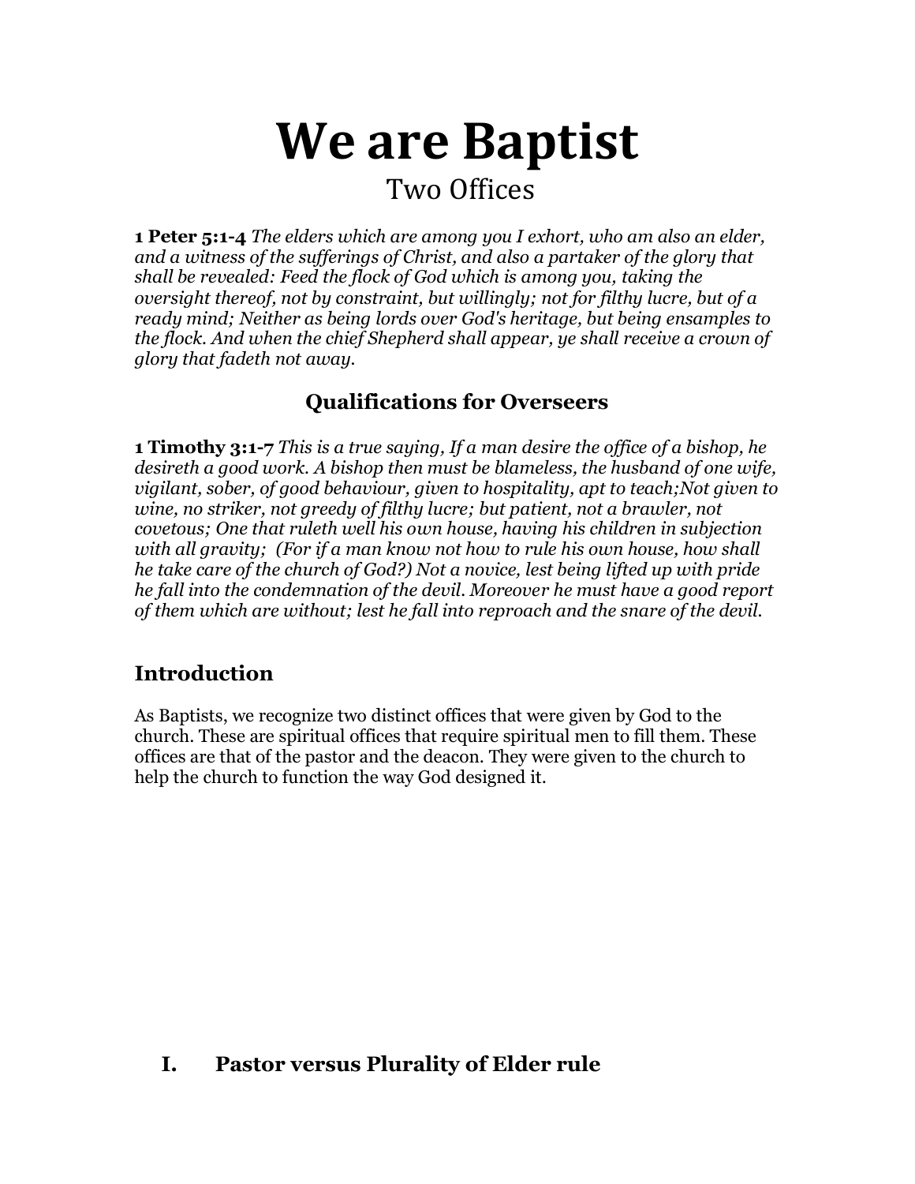# We are Baptist

## Two Offices

**1 Peter 5:1-4** *The elders which are among you I exhort, who am also an elder, and a witness of the sufferings of Christ, and also a partaker of the glory that shall be revealed: Feed the flock of God which is among you, taking the oversight thereof, not by constraint, but willingly; not for filthy lucre, but of a ready mind; Neither as being lords over God's heritage, but being ensamples to the flock. And when the chief Shepherd shall appear, ye shall receive a crown of glory that fadeth not away.*

### Qualifications for Overseers

**1 Timothy 3:1-7** *This is a true saying, If a man desire the office of a bishop, he desireth a good work. A bishop then must be blameless, the husband of one wife, vigilant, sober, of good behaviour, given to hospitality, apt to teach;Not given to wine, no striker, not greedy of filthy lucre; but patient, not a brawler, not covetous; One that ruleth well his own house, having his children in subjection with all gravity; (For if a man know not how to rule his own house, how shall he take care of the church of God?) Not a novice, lest being lifted up with pride he fall into the condemnation of the devil. Moreover he must have a good report of them which are without; lest he fall into reproach and the snare of the devil.*

## Introduction

As Baptists, we recognize two distinct offices that were given by God to the church. These are spiritual offices that require spiritual men to fill them. These offices are that of the pastor and the deacon. They were given to the church to help the church to function the way God designed it.

### I. Pastor versus Plurality of Elder rule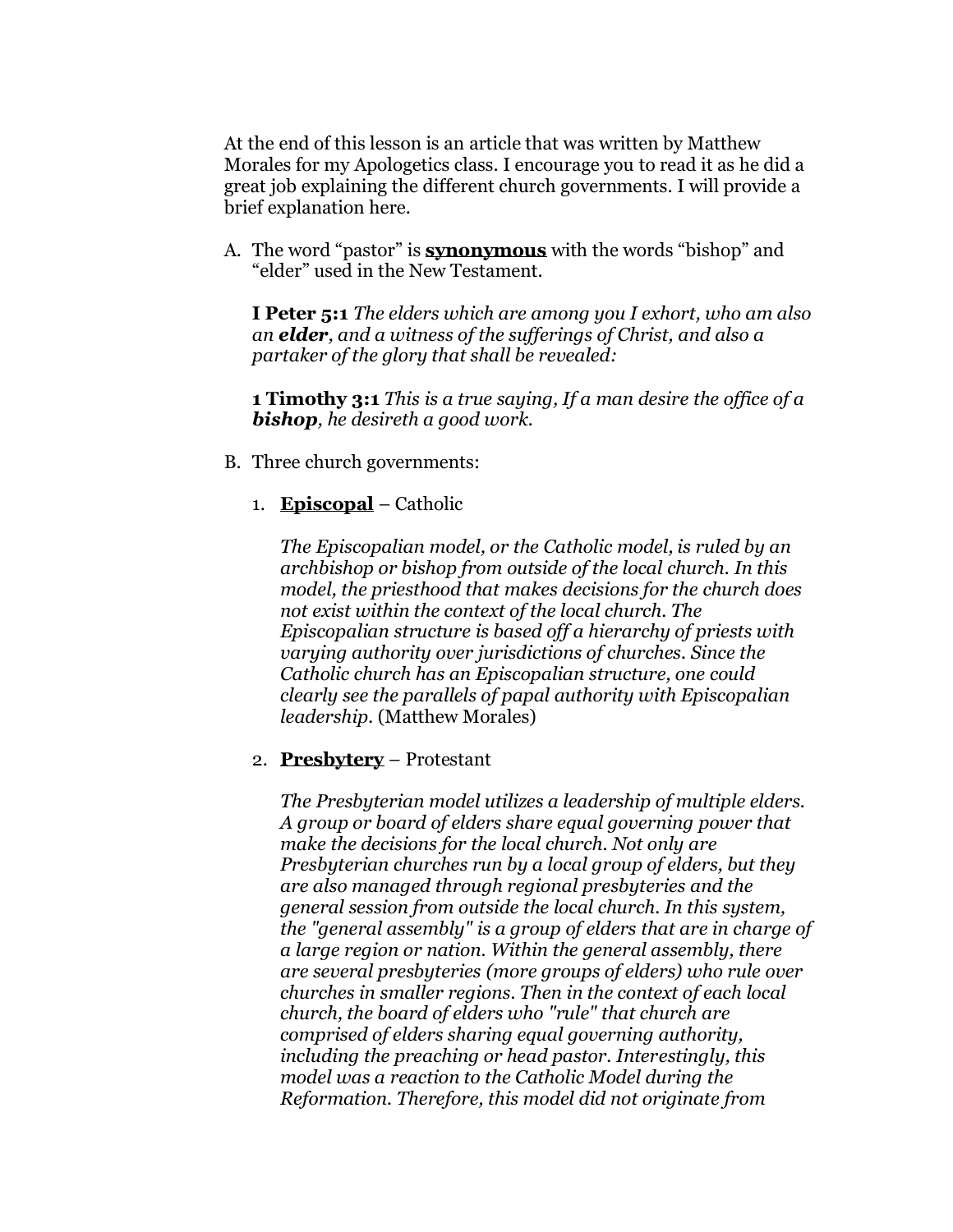At the end of this lesson is an article that was written by Matthew Morales for my Apologetics class. I encourage you to read it as he did a great job explaining the different church governments. I will provide a brief explanation here.

A. The word "pastor" is **synonymous** with the words "bishop" and "elder" used in the New Testament.

   **I Peter 5:1** *The elders which are among you I exhort, who am also an **elder**, and a witness of the sufferings of Christ, and also a partaker of the glory that shall be revealed:*

   **1 Timothy 3:1** *This is a true saying, If a man desire the office of a **bishop**, he desireth a good work.*

B. Three church governments:

   1. **Episcopal** – Catholic

      *The Episcopalian model, or the Catholic model, is ruled by an archbishop or bishop from outside of the local church. In this model, the priesthood that makes decisions for the church does not exist within the context of the local church. The Episcopalian structure is based off a hierarchy of priests with varying authority over jurisdictions of churches. Since the Catholic church has an Episcopalian structure, one could clearly see the parallels of papal authority with Episcopalian leadership.* (Matthew Morales)

   2. **Presbytery** – Protestant

      *The Presbyterian model utilizes a leadership of multiple elders. A group or board of elders share equal governing power that make the decisions for the local church. Not only are Presbyterian churches run by a local group of elders, but they are also managed through regional presbyteries and the general session from outside the local church. In this system, the "general assembly" is a group of elders that are in charge of a large region or nation. Within the general assembly, there are several presbyteries (more groups of elders) who rule over churches in smaller regions. Then in the context of each local church, the board of elders who "rule" that church are comprised of elders sharing equal governing authority, including the preaching or head pastor. Interestingly, this model was a reaction to the Catholic Model during the Reformation. Therefore, this model did not originate from*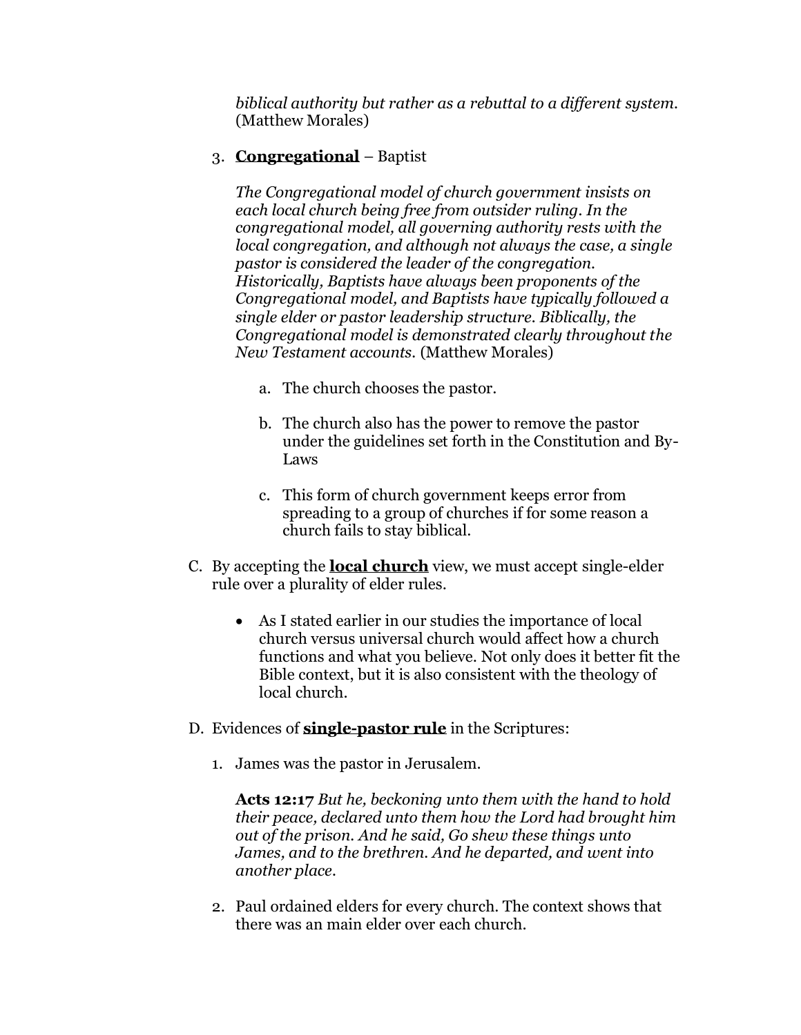*biblical authority but rather as a rebuttal to a different system.* (Matthew Morales)

3. **<u>Congregational</u>** – Baptist

   *The Congregational model of church government insists on each local church being free from outsider ruling. In the congregational model, all governing authority rests with the local congregation, and although not always the case, a single pastor is considered the leader of the congregation. Historically, Baptists have always been proponents of the Congregational model, and Baptists have typically followed a single elder or pastor leadership structure. Biblically, the Congregational model is demonstrated clearly throughout the New Testament accounts.* (Matthew Morales)

   a. The church chooses the pastor.

   b. The church also has the power to remove the pastor under the guidelines set forth in the Constitution and By-Laws

   c. This form of church government keeps error from spreading to a group of churches if for some reason a church fails to stay biblical.

C. By accepting the **<u>local church</u>** view, we must accept single-elder rule over a plurality of elder rules.

- As I stated earlier in our studies the importance of local church versus universal church would affect how a church functions and what you believe. Not only does it better fit the Bible context, but it is also consistent with the theology of local church.

D. Evidences of **<u>single-pastor rule</u>** in the Scriptures:

1. James was the pastor in Jerusalem.

   **Acts 12:17** *But he, beckoning unto them with the hand to hold their peace, declared unto them how the Lord had brought him out of the prison. And he said, Go shew these things unto James, and to the brethren. And he departed, and went into another place.*

2. Paul ordained elders for every church. The context shows that there was an main elder over each church.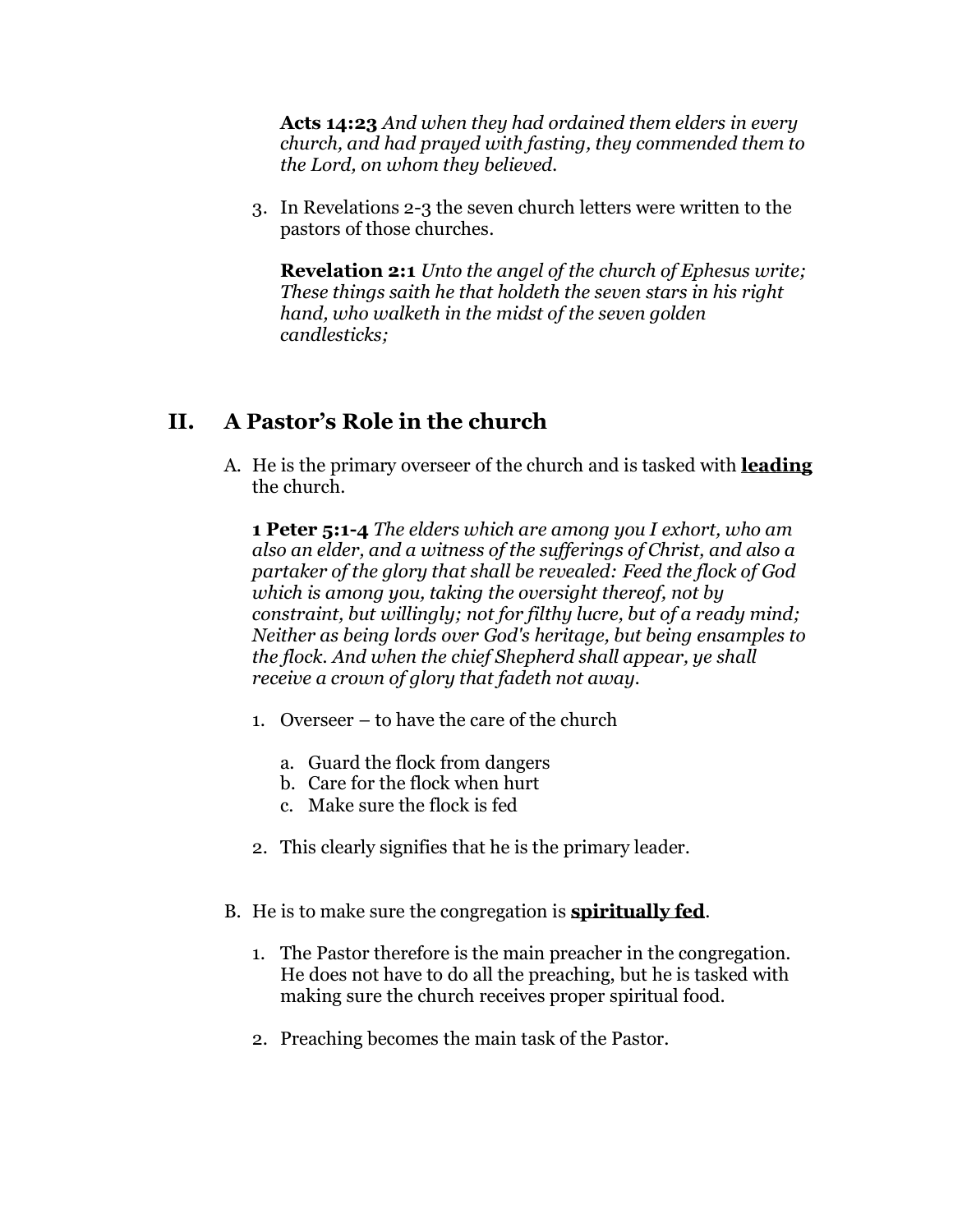**Acts 14:23** *And when they had ordained them elders in every church, and had prayed with fasting, they commended them to the Lord, on whom they believed.*

3. In Revelations 2-3 the seven church letters were written to the pastors of those churches.

   **Revelation 2:1** *Unto the angel of the church of Ephesus write; These things saith he that holdeth the seven stars in his right hand, who walketh in the midst of the seven golden candlesticks;*

## II. A Pastor's Role in the church

A. He is the primary overseer of the church and is tasked with **leading** the church.

   **1 Peter 5:1-4** *The elders which are among you I exhort, who am also an elder, and a witness of the sufferings of Christ, and also a partaker of the glory that shall be revealed: Feed the flock of God which is among you, taking the oversight thereof, not by constraint, but willingly; not for filthy lucre, but of a ready mind; Neither as being lords over God's heritage, but being ensamples to the flock. And when the chief Shepherd shall appear, ye shall receive a crown of glory that fadeth not away.*

   1. Overseer – to have the care of the church

      a. Guard the flock from dangers
      b. Care for the flock when hurt
      c. Make sure the flock is fed

   2. This clearly signifies that he is the primary leader.

B. He is to make sure the congregation is **spiritually fed**.

   1. The Pastor therefore is the main preacher in the congregation. He does not have to do all the preaching, but he is tasked with making sure the church receives proper spiritual food.

   2. Preaching becomes the main task of the Pastor.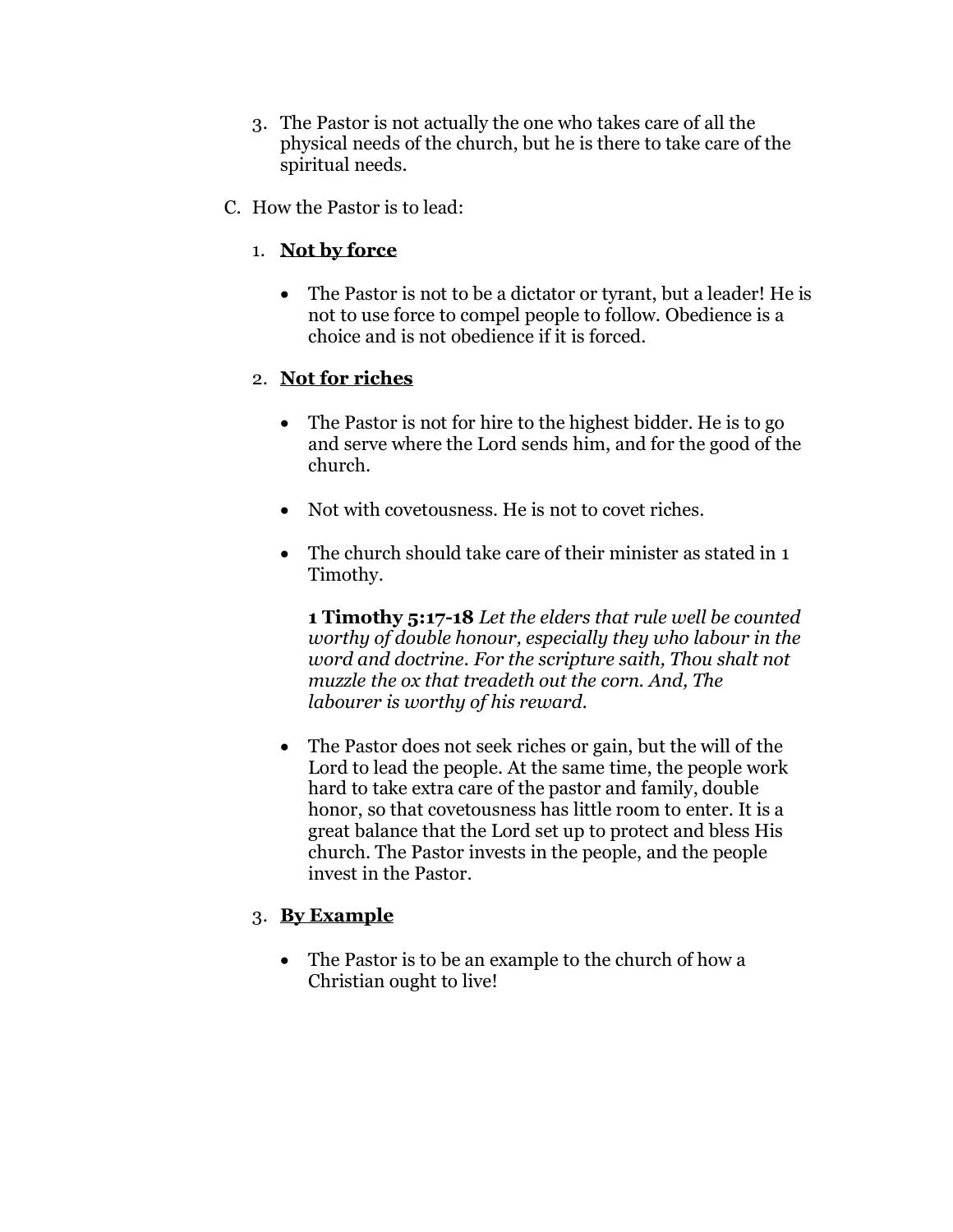3. The Pastor is not actually the one who takes care of all the physical needs of the church, but he is there to take care of the spiritual needs.

C. How the Pastor is to lead:

1. **<u>Not by force</u>**

   - The Pastor is not to be a dictator or tyrant, but a leader! He is not to use force to compel people to follow. Obedience is a choice and is not obedience if it is forced.

2. **<u>Not for riches</u>**

   - The Pastor is not for hire to the highest bidder. He is to go and serve where the Lord sends him, and for the good of the church.

   - Not with covetousness. He is not to covet riches.

   - The church should take care of their minister as stated in 1 Timothy.

     **1 Timothy 5:17-18** *Let the elders that rule well be counted worthy of double honour, especially they who labour in the word and doctrine. For the scripture saith, Thou shalt not muzzle the ox that treadeth out the corn. And, The labourer is worthy of his reward.*

   - The Pastor does not seek riches or gain, but the will of the Lord to lead the people. At the same time, the people work hard to take extra care of the pastor and family, double honor, so that covetousness has little room to enter. It is a great balance that the Lord set up to protect and bless His church. The Pastor invests in the people, and the people invest in the Pastor.

3. **<u>By Example</u>**

   - The Pastor is to be an example to the church of how a Christian ought to live!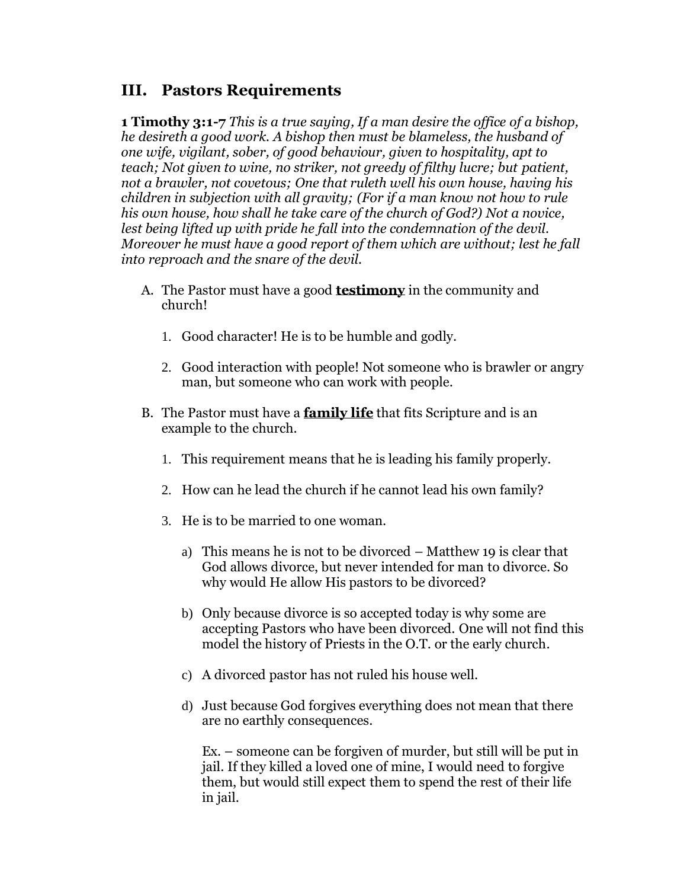## III. Pastors Requirements

**1 Timothy 3:1-7** *This is a true saying, If a man desire the office of a bishop, he desireth a good work. A bishop then must be blameless, the husband of one wife, vigilant, sober, of good behaviour, given to hospitality, apt to teach; Not given to wine, no striker, not greedy of filthy lucre; but patient, not a brawler, not covetous; One that ruleth well his own house, having his children in subjection with all gravity; (For if a man know not how to rule his own house, how shall he take care of the church of God?) Not a novice, lest being lifted up with pride he fall into the condemnation of the devil. Moreover he must have a good report of them which are without; lest he fall into reproach and the snare of the devil.*

A. The Pastor must have a good **<u>testimony</u>** in the community and church!

   1. Good character! He is to be humble and godly.

   2. Good interaction with people! Not someone who is brawler or angry man, but someone who can work with people.

B. The Pastor must have a **<u>family life</u>** that fits Scripture and is an example to the church.

   1. This requirement means that he is leading his family properly.

   2. How can he lead the church if he cannot lead his own family?

   3. He is to be married to one woman.

      a) This means he is not to be divorced – Matthew 19 is clear that God allows divorce, but never intended for man to divorce. So why would He allow His pastors to be divorced?

      b) Only because divorce is so accepted today is why some are accepting Pastors who have been divorced. One will not find this model the history of Priests in the O.T. or the early church.

      c) A divorced pastor has not ruled his house well.

      d) Just because God forgives everything does not mean that there are no earthly consequences.

         Ex. – someone can be forgiven of murder, but still will be put in jail. If they killed a loved one of mine, I would need to forgive them, but would still expect them to spend the rest of their life in jail.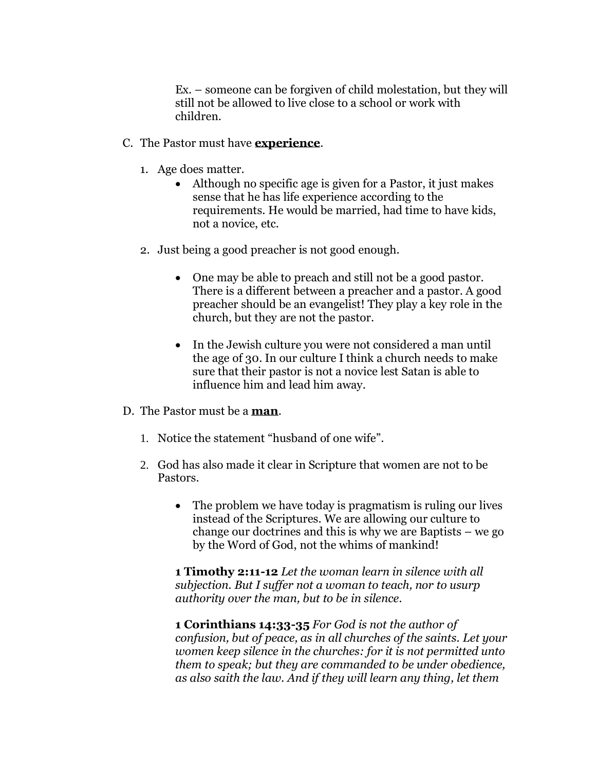Ex. – someone can be forgiven of child molestation, but they will still not be allowed to live close to a school or work with children.

C. The Pastor must have **experience**.

1. Age does matter.
    - Although no specific age is given for a Pastor, it just makes sense that he has life experience according to the requirements. He would be married, had time to have kids, not a novice, etc.

2. Just being a good preacher is not good enough.

    - One may be able to preach and still not be a good pastor. There is a different between a preacher and a pastor. A good preacher should be an evangelist! They play a key role in the church, but they are not the pastor.

    - In the Jewish culture you were not considered a man until the age of 30. In our culture I think a church needs to make sure that their pastor is not a novice lest Satan is able to influence him and lead him away.

D. The Pastor must be a **man**.

1. Notice the statement "husband of one wife".

2. God has also made it clear in Scripture that women are not to be Pastors.

    - The problem we have today is pragmatism is ruling our lives instead of the Scriptures. We are allowing our culture to change our doctrines and this is why we are Baptists – we go by the Word of God, not the whims of mankind!

    **1 Timothy 2:11-12** *Let the woman learn in silence with all subjection. But I suffer not a woman to teach, nor to usurp authority over the man, but to be in silence.*

    **1 Corinthians 14:33-35** *For God is not the author of confusion, but of peace, as in all churches of the saints. Let your women keep silence in the churches: for it is not permitted unto them to speak; but they are commanded to be under obedience, as also saith the law. And if they will learn any thing, let them*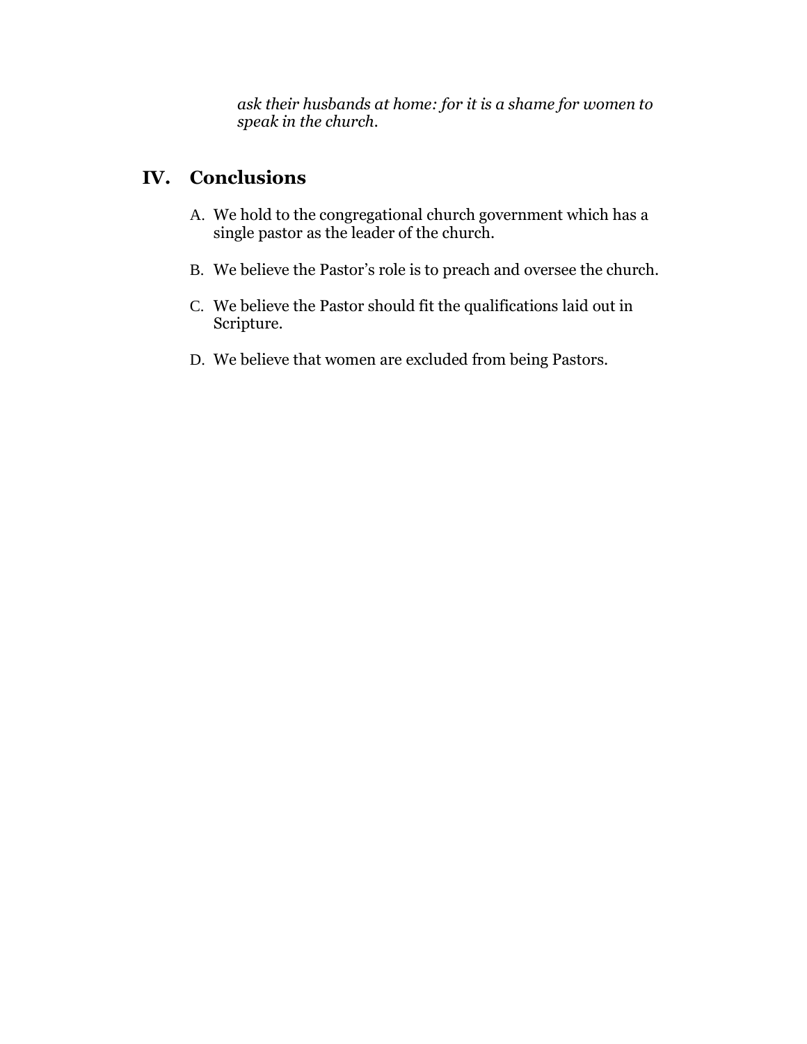*ask their husbands at home: for it is a shame for women to speak in the church.*

## IV. Conclusions

A. We hold to the congregational church government which has a single pastor as the leader of the church.

B. We believe the Pastor's role is to preach and oversee the church.

C. We believe the Pastor should fit the qualifications laid out in Scripture.

D. We believe that women are excluded from being Pastors.